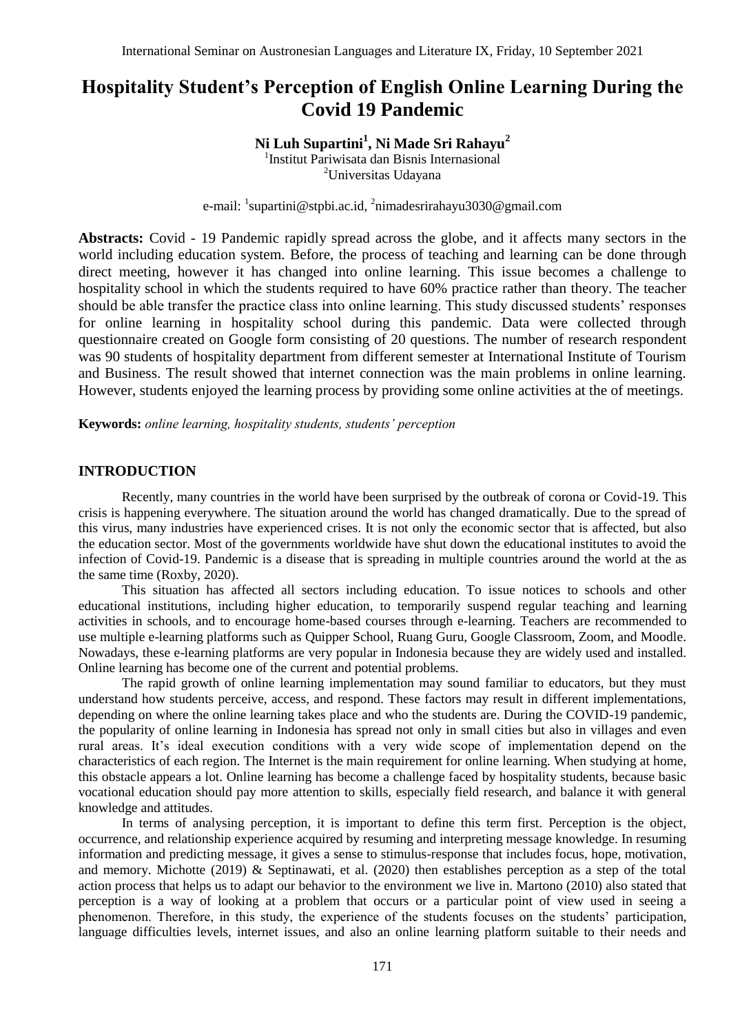# Hospitality Student's Perception of English Online Learning During the Covid 19 Pandemic

**Ni Luh Supartini[1], Ni Made Sri Rahayu[2]**

[1]Institut Pariwisata dan Bisnis Internasional
[2]Universitas Udayana

e-mail: [1]supartini@stpbi.ac.id, [2]nimadesrirahayu3030@gmail.com

**Abstracts:** Covid - 19 Pandemic rapidly spread across the globe, and it affects many sectors in the world including education system. Before, the process of teaching and learning can be done through direct meeting, however it has changed into online learning. This issue becomes a challenge to hospitality school in which the students required to have 60% practice rather than theory. The teacher should be able transfer the practice class into online learning. This study discussed students' responses for online learning in hospitality school during this pandemic. Data were collected through questionnaire created on Google form consisting of 20 questions. The number of research respondent was 90 students of hospitality department from different semester at International Institute of Tourism and Business. The result showed that internet connection was the main problems in online learning. However, students enjoyed the learning process by providing some online activities at the of meetings.

**Keywords:** *online learning, hospitality students, students' perception*

## INTRODUCTION

Recently, many countries in the world have been surprised by the outbreak of corona or Covid-19. This crisis is happening everywhere. The situation around the world has changed dramatically. Due to the spread of this virus, many industries have experienced crises. It is not only the economic sector that is affected, but also the education sector. Most of the governments worldwide have shut down the educational institutes to avoid the infection of Covid-19. Pandemic is a disease that is spreading in multiple countries around the world at the as the same time (Roxby, 2020).

This situation has affected all sectors including education. To issue notices to schools and other educational institutions, including higher education, to temporarily suspend regular teaching and learning activities in schools, and to encourage home-based courses through e-learning. Teachers are recommended to use multiple e-learning platforms such as Quipper School, Ruang Guru, Google Classroom, Zoom, and Moodle. Nowadays, these e-learning platforms are very popular in Indonesia because they are widely used and installed. Online learning has become one of the current and potential problems.

The rapid growth of online learning implementation may sound familiar to educators, but they must understand how students perceive, access, and respond. These factors may result in different implementations, depending on where the online learning takes place and who the students are. During the COVID-19 pandemic, the popularity of online learning in Indonesia has spread not only in small cities but also in villages and even rural areas. It's ideal execution conditions with a very wide scope of implementation depend on the characteristics of each region. The Internet is the main requirement for online learning. When studying at home, this obstacle appears a lot. Online learning has become a challenge faced by hospitality students, because basic vocational education should pay more attention to skills, especially field research, and balance it with general knowledge and attitudes.

In terms of analysing perception, it is important to define this term first. Perception is the object, occurrence, and relationship experience acquired by resuming and interpreting message knowledge. In resuming information and predicting message, it gives a sense to stimulus-response that includes focus, hope, motivation, and memory. Michotte (2019) & Septinawati, et al. (2020) then establishes perception as a step of the total action process that helps us to adapt our behavior to the environment we live in. Martono (2010) also stated that perception is a way of looking at a problem that occurs or a particular point of view used in seeing a phenomenon. Therefore, in this study, the experience of the students focuses on the students' participation, language difficulties levels, internet issues, and also an online learning platform suitable to their needs and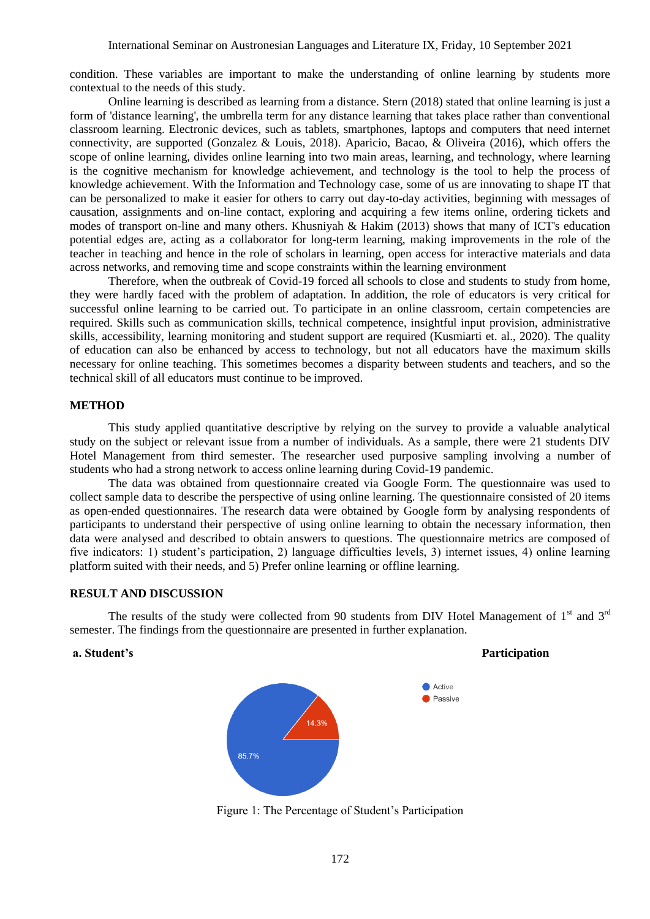condition. These variables are important to make the understanding of online learning by students more contextual to the needs of this study.

Online learning is described as learning from a distance. Stern (2018) stated that online learning is just a form of 'distance learning', the umbrella term for any distance learning that takes place rather than conventional classroom learning. Electronic devices, such as tablets, smartphones, laptops and computers that need internet connectivity, are supported (Gonzalez & Louis, 2018). Aparicio, Bacao, & Oliveira (2016), which offers the scope of online learning, divides online learning into two main areas, learning, and technology, where learning is the cognitive mechanism for knowledge achievement, and technology is the tool to help the process of knowledge achievement. With the Information and Technology case, some of us are innovating to shape IT that can be personalized to make it easier for others to carry out day-to-day activities, beginning with messages of causation, assignments and on-line contact, exploring and acquiring a few items online, ordering tickets and modes of transport on-line and many others. Khusniyah & Hakim (2013) shows that many of ICT's education potential edges are, acting as a collaborator for long-term learning, making improvements in the role of the teacher in teaching and hence in the role of scholars in learning, open access for interactive materials and data across networks, and removing time and scope constraints within the learning environment

Therefore, when the outbreak of Covid-19 forced all schools to close and students to study from home, they were hardly faced with the problem of adaptation. In addition, the role of educators is very critical for successful online learning to be carried out. To participate in an online classroom, certain competencies are required. Skills such as communication skills, technical competence, insightful input provision, administrative skills, accessibility, learning monitoring and student support are required (Kusmiarti et. al., 2020). The quality of education can also be enhanced by access to technology, but not all educators have the maximum skills necessary for online teaching. This sometimes becomes a disparity between students and teachers, and so the technical skill of all educators must continue to be improved.

## METHOD

This study applied quantitative descriptive by relying on the survey to provide a valuable analytical study on the subject or relevant issue from a number of individuals. As a sample, there were 21 students DIV Hotel Management from third semester. The researcher used purposive sampling involving a number of students who had a strong network to access online learning during Covid-19 pandemic.

The data was obtained from questionnaire created via Google Form. The questionnaire was used to collect sample data to describe the perspective of using online learning. The questionnaire consisted of 20 items as open-ended questionnaires. The research data were obtained by Google form by analysing respondents of participants to understand their perspective of using online learning to obtain the necessary information, then data were analysed and described to obtain answers to questions. The questionnaire metrics are composed of five indicators: 1) student's participation, 2) language difficulties levels, 3) internet issues, 4) online learning platform suited with their needs, and 5) Prefer online learning or offline learning.

## RESULT AND DISCUSSION

The results of the study were collected from 90 students from DIV Hotel Management of 1st and 3rd semester. The findings from the questionnaire are presented in further explanation.

### a. Student's Participation

Figure 1: The Percentage of Student's Participation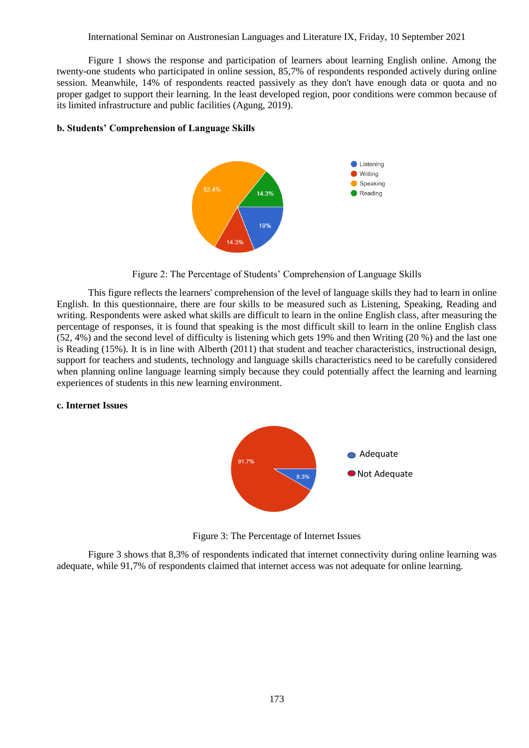Figure 1 shows the response and participation of learners about learning English online. Among the twenty-one students who participated in online session, 85,7% of respondents responded actively during online session. Meanwhile, 14% of respondents reacted passively as they don't have enough data or quota and no proper gadget to support their learning. In the least developed region, poor conditions were common because of its limited infrastructure and public facilities (Agung, 2019).

**b. Students' Comprehension of Language Skills**

Figure 2: The Percentage of Students' Comprehension of Language Skills

This figure reflects the learners' comprehension of the level of language skills they had to learn in online English. In this questionnaire, there are four skills to be measured such as Listening, Speaking, Reading and writing. Respondents were asked what skills are difficult to learn in the online English class, after measuring the percentage of responses, it is found that speaking is the most difficult skill to learn in the online English class (52, 4%) and the second level of difficulty is listening which gets 19% and then Writing (20 %) and the last one is Reading (15%). It is in line with Alberth (2011) that student and teacher characteristics, instructional design, support for teachers and students, technology and language skills characteristics need to be carefully considered when planning online language learning simply because they could potentially affect the learning and learning experiences of students in this new learning environment.

**c. Internet Issues**

Figure 3: The Percentage of Internet Issues

Figure 3 shows that 8,3% of respondents indicated that internet connectivity during online learning was adequate, while 91,7% of respondents claimed that internet access was not adequate for online learning.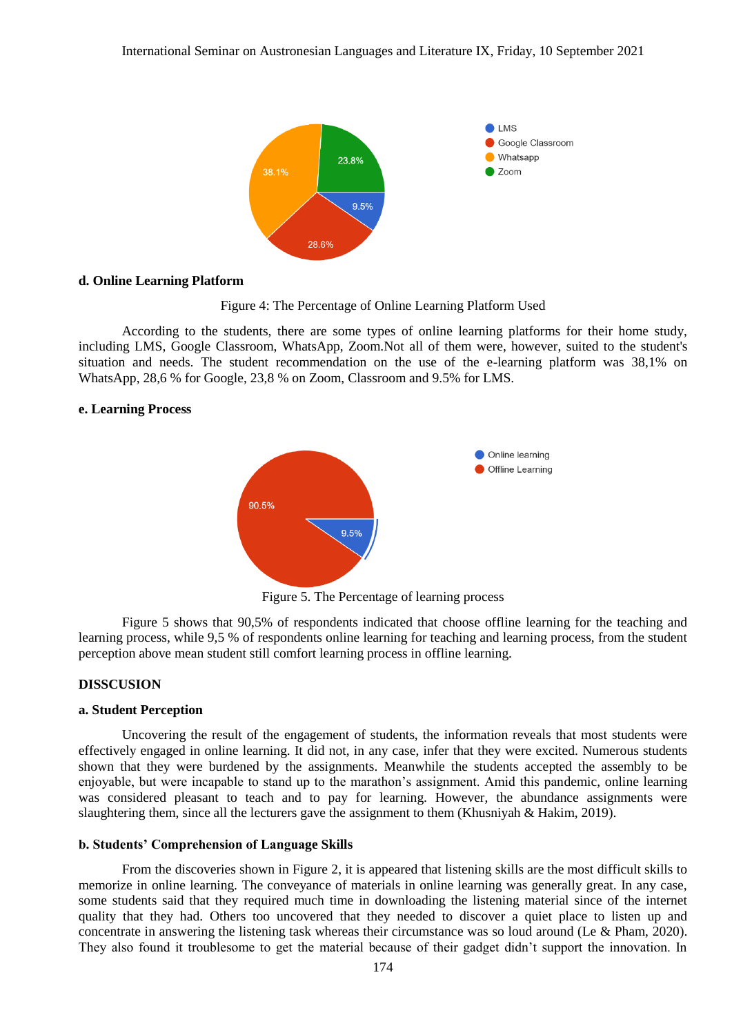**d. Online Learning Platform**

Figure 4: The Percentage of Online Learning Platform Used

According to the students, there are some types of online learning platforms for their home study, including LMS, Google Classroom, WhatsApp, Zoom.Not all of them were, however, suited to the student's situation and needs. The student recommendation on the use of the e-learning platform was 38,1% on WhatsApp, 28,6 % for Google, 23,8 % on Zoom, Classroom and 9.5% for LMS.

**e. Learning Process**

Figure 5. The Percentage of learning process

Figure 5 shows that 90,5% of respondents indicated that choose offline learning for the teaching and learning process, while 9,5 % of respondents online learning for teaching and learning process, from the student perception above mean student still comfort learning process in offline learning.

## DISSCUSION

**a. Student Perception**

Uncovering the result of the engagement of students, the information reveals that most students were effectively engaged in online learning. It did not, in any case, infer that they were excited. Numerous students shown that they were burdened by the assignments. Meanwhile the students accepted the assembly to be enjoyable, but were incapable to stand up to the marathon's assignment. Amid this pandemic, online learning was considered pleasant to teach and to pay for learning. However, the abundance assignments were slaughtering them, since all the lecturers gave the assignment to them (Khusniyah & Hakim, 2019).

**b. Students' Comprehension of Language Skills**

From the discoveries shown in Figure 2, it is appeared that listening skills are the most difficult skills to memorize in online learning. The conveyance of materials in online learning was generally great. In any case, some students said that they required much time in downloading the listening material since of the internet quality that they had. Others too uncovered that they needed to discover a quiet place to listen up and concentrate in answering the listening task whereas their circumstance was so loud around (Le & Pham, 2020). They also found it troublesome to get the material because of their gadget didn't support the innovation. In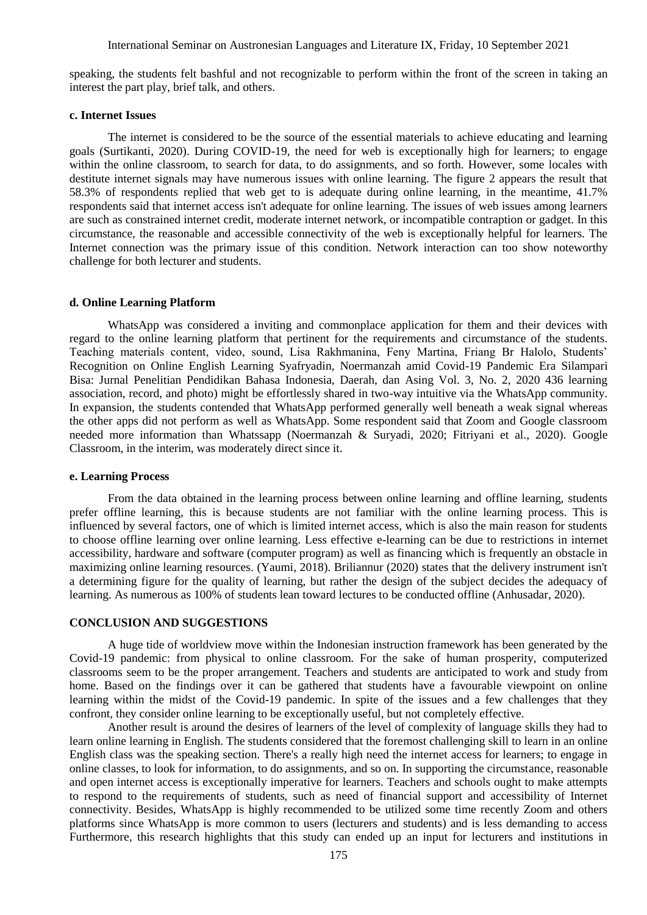speaking, the students felt bashful and not recognizable to perform within the front of the screen in taking an interest the part play, brief talk, and others.

#### c. Internet Issues

The internet is considered to be the source of the essential materials to achieve educating and learning goals (Surtikanti, 2020). During COVID-19, the need for web is exceptionally high for learners; to engage within the online classroom, to search for data, to do assignments, and so forth. However, some locales with destitute internet signals may have numerous issues with online learning. The figure 2 appears the result that 58.3% of respondents replied that web get to is adequate during online learning, in the meantime, 41.7% respondents said that internet access isn't adequate for online learning. The issues of web issues among learners are such as constrained internet credit, moderate internet network, or incompatible contraption or gadget. In this circumstance, the reasonable and accessible connectivity of the web is exceptionally helpful for learners. The Internet connection was the primary issue of this condition. Network interaction can too show noteworthy challenge for both lecturer and students.

#### d. Online Learning Platform

WhatsApp was considered a inviting and commonplace application for them and their devices with regard to the online learning platform that pertinent for the requirements and circumstance of the students. Teaching materials content, video, sound, Lisa Rakhmanina, Feny Martina, Friang Br Halolo, Students' Recognition on Online English Learning Syafryadin, Noermanzah amid Covid-19 Pandemic Era Silampari Bisa: Jurnal Penelitian Pendidikan Bahasa Indonesia, Daerah, dan Asing Vol. 3, No. 2, 2020 436 learning association, record, and photo) might be effortlessly shared in two-way intuitive via the WhatsApp community. In expansion, the students contended that WhatsApp performed generally well beneath a weak signal whereas the other apps did not perform as well as WhatsApp. Some respondent said that Zoom and Google classroom needed more information than Whatssapp (Noermanzah & Suryadi, 2020; Fitriyani et al., 2020). Google Classroom, in the interim, was moderately direct since it.

#### e. Learning Process

From the data obtained in the learning process between online learning and offline learning, students prefer offline learning, this is because students are not familiar with the online learning process. This is influenced by several factors, one of which is limited internet access, which is also the main reason for students to choose offline learning over online learning. Less effective e-learning can be due to restrictions in internet accessibility, hardware and software (computer program) as well as financing which is frequently an obstacle in maximizing online learning resources. (Yaumi, 2018). Briliannur (2020) states that the delivery instrument isn't a determining figure for the quality of learning, but rather the design of the subject decides the adequacy of learning. As numerous as 100% of students lean toward lectures to be conducted offline (Anhusadar, 2020).

## CONCLUSION AND SUGGESTIONS

A huge tide of worldview move within the Indonesian instruction framework has been generated by the Covid-19 pandemic: from physical to online classroom. For the sake of human prosperity, computerized classrooms seem to be the proper arrangement. Teachers and students are anticipated to work and study from home. Based on the findings over it can be gathered that students have a favourable viewpoint on online learning within the midst of the Covid-19 pandemic. In spite of the issues and a few challenges that they confront, they consider online learning to be exceptionally useful, but not completely effective.

Another result is around the desires of learners of the level of complexity of language skills they had to learn online learning in English. The students considered that the foremost challenging skill to learn in an online English class was the speaking section. There's a really high need the internet access for learners; to engage in online classes, to look for information, to do assignments, and so on. In supporting the circumstance, reasonable and open internet access is exceptionally imperative for learners. Teachers and schools ought to make attempts to respond to the requirements of students, such as need of financial support and accessibility of Internet connectivity. Besides, WhatsApp is highly recommended to be utilized some time recently Zoom and others platforms since WhatsApp is more common to users (lecturers and students) and is less demanding to access Furthermore, this research highlights that this study can ended up an input for lecturers and institutions in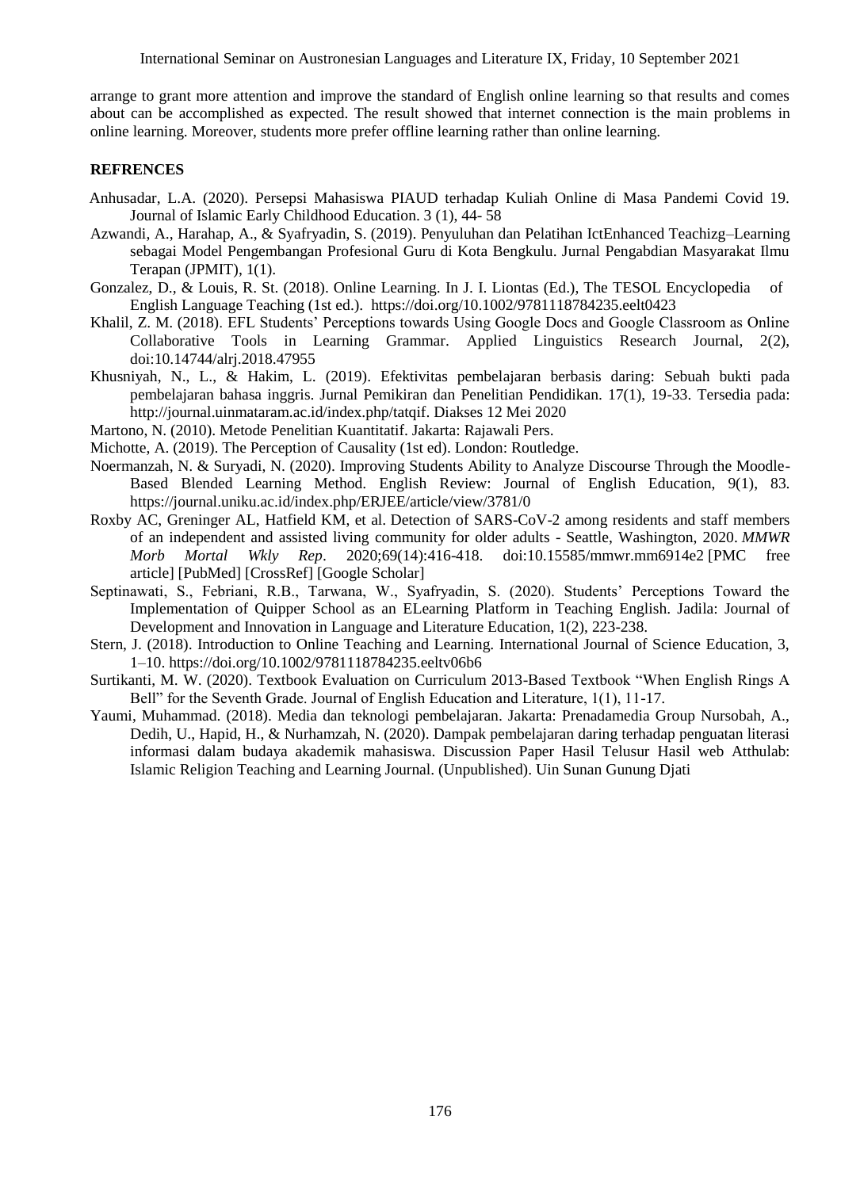arrange to grant more attention and improve the standard of English online learning so that results and comes about can be accomplished as expected. The result showed that internet connection is the main problems in online learning. Moreover, students more prefer offline learning rather than online learning.

## REFRENCES

Anhusadar, L.A. (2020). Persepsi Mahasiswa PIAUD terhadap Kuliah Online di Masa Pandemi Covid 19. Journal of Islamic Early Childhood Education. 3 (1), 44- 58

Azwandi, A., Harahap, A., & Syafryadin, S. (2019). Penyuluhan dan Pelatihan IctEnhanced Teachizg–Learning sebagai Model Pengembangan Profesional Guru di Kota Bengkulu. Jurnal Pengabdian Masyarakat Ilmu Terapan (JPMIT), 1(1).

Gonzalez, D., & Louis, R. St. (2018). Online Learning. In J. I. Liontas (Ed.), The TESOL Encyclopedia of English Language Teaching (1st ed.). https://doi.org/10.1002/9781118784235.eelt0423

Khalil, Z. M. (2018). EFL Students' Perceptions towards Using Google Docs and Google Classroom as Online Collaborative Tools in Learning Grammar. Applied Linguistics Research Journal, 2(2), doi:10.14744/alrj.2018.47955

Khusniyah, N., L., & Hakim, L. (2019). Efektivitas pembelajaran berbasis daring: Sebuah bukti pada pembelajaran bahasa inggris. Jurnal Pemikiran dan Penelitian Pendidikan. 17(1), 19-33. Tersedia pada: http://journal.uinmataram.ac.id/index.php/tatqif. Diakses 12 Mei 2020

Martono, N. (2010). Metode Penelitian Kuantitatif. Jakarta: Rajawali Pers.

Michotte, A. (2019). The Perception of Causality (1st ed). London: Routledge.

Noermanzah, N. & Suryadi, N. (2020). Improving Students Ability to Analyze Discourse Through the Moodle-Based Blended Learning Method. English Review: Journal of English Education, 9(1), 83. https://journal.uniku.ac.id/index.php/ERJEE/article/view/3781/0

Roxby AC, Greninger AL, Hatfield KM, et al. Detection of SARS-CoV-2 among residents and staff members of an independent and assisted living community for older adults - Seattle, Washington, 2020. *MMWR Morb Mortal Wkly Rep*. 2020;69(14):416-418. doi:10.15585/mmwr.mm6914e2 [PMC free article] [PubMed] [CrossRef] [Google Scholar]

Septinawati, S., Febriani, R.B., Tarwana, W., Syafryadin, S. (2020). Students' Perceptions Toward the Implementation of Quipper School as an ELearning Platform in Teaching English. Jadila: Journal of Development and Innovation in Language and Literature Education, 1(2), 223-238.

Stern, J. (2018). Introduction to Online Teaching and Learning. International Journal of Science Education, 3, 1–10. https://doi.org/10.1002/9781118784235.eeltv06b6

Surtikanti, M. W. (2020). Textbook Evaluation on Curriculum 2013-Based Textbook "When English Rings A Bell" for the Seventh Grade. Journal of English Education and Literature, 1(1), 11-17.

Yaumi, Muhammad. (2018). Media dan teknologi pembelajaran. Jakarta: Prenadamedia Group Nursobah, A., Dedih, U., Hapid, H., & Nurhamzah, N. (2020). Dampak pembelajaran daring terhadap penguatan literasi informasi dalam budaya akademik mahasiswa. Discussion Paper Hasil Telusur Hasil web Atthulab: Islamic Religion Teaching and Learning Journal. (Unpublished). Uin Sunan Gunung Djati